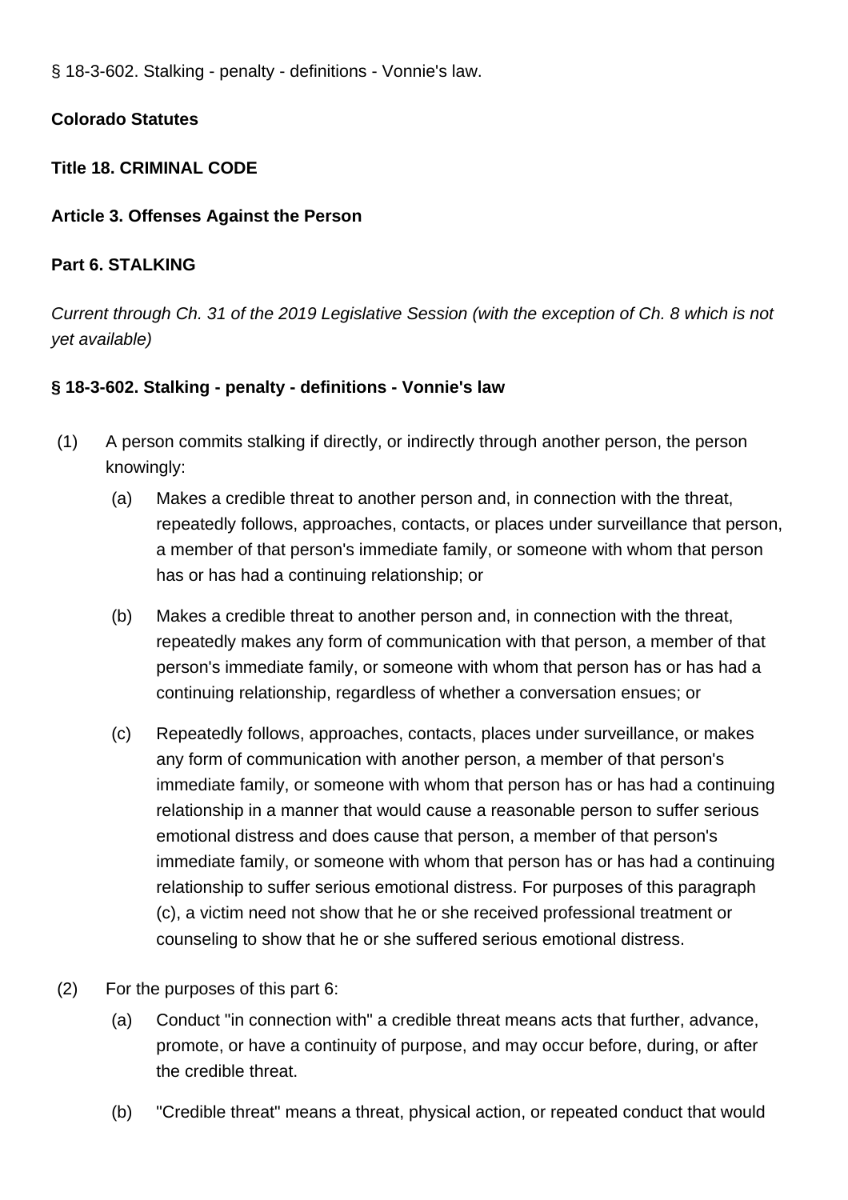§ 18-3-602. Stalking - penalty - definitions - Vonnie's law.

**Colorado Statutes**

**Title 18. CRIMINAL CODE**

**Article 3. Offenses Against the Person**

**Part 6. STALKING**

*Current through Ch. 31 of the 2019 Legislative Session (with the exception of Ch. 8 which is not yet available)*

## § 18-3-602. Stalking - penalty - definitions - Vonnie's law

(1) A person commits stalking if directly, or indirectly through another person, the person knowingly:

(a) Makes a credible threat to another person and, in connection with the threat, repeatedly follows, approaches, contacts, or places under surveillance that person, a member of that person's immediate family, or someone with whom that person has or has had a continuing relationship; or

(b) Makes a credible threat to another person and, in connection with the threat, repeatedly makes any form of communication with that person, a member of that person's immediate family, or someone with whom that person has or has had a continuing relationship, regardless of whether a conversation ensues; or

(c) Repeatedly follows, approaches, contacts, places under surveillance, or makes any form of communication with another person, a member of that person's immediate family, or someone with whom that person has or has had a continuing relationship in a manner that would cause a reasonable person to suffer serious emotional distress and does cause that person, a member of that person's immediate family, or someone with whom that person has or has had a continuing relationship to suffer serious emotional distress. For purposes of this paragraph (c), a victim need not show that he or she received professional treatment or counseling to show that he or she suffered serious emotional distress.

(2) For the purposes of this part 6:

(a) Conduct "in connection with" a credible threat means acts that further, advance, promote, or have a continuity of purpose, and may occur before, during, or after the credible threat.

(b) "Credible threat" means a threat, physical action, or repeated conduct that would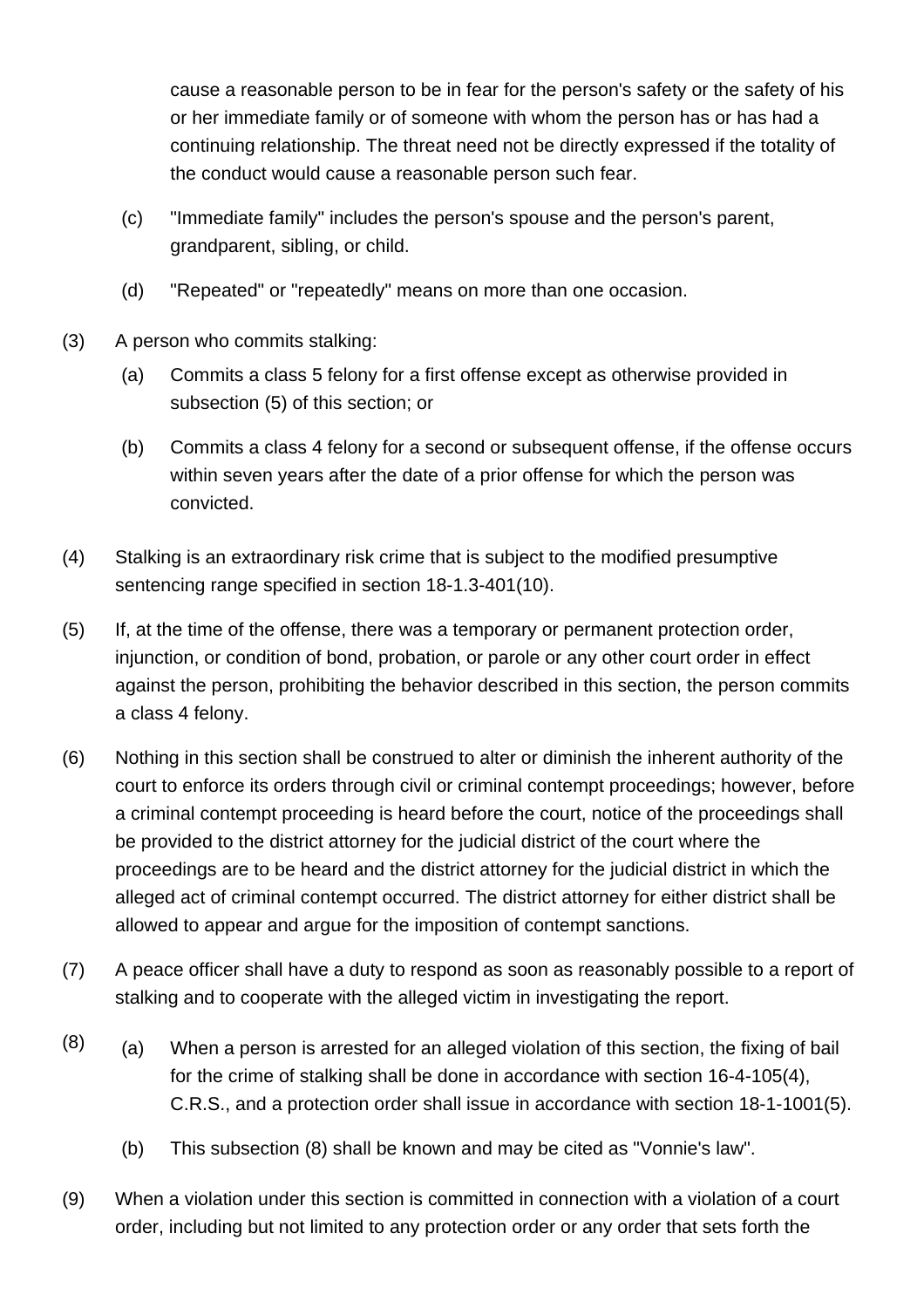cause a reasonable person to be in fear for the person's safety or the safety of his or her immediate family or of someone with whom the person has or has had a continuing relationship. The threat need not be directly expressed if the totality of the conduct would cause a reasonable person such fear.

(c) "Immediate family" includes the person's spouse and the person's parent, grandparent, sibling, or child.

(d) "Repeated" or "repeatedly" means on more than one occasion.

(3) A person who commits stalking:

(a) Commits a class 5 felony for a first offense except as otherwise provided in subsection (5) of this section; or

(b) Commits a class 4 felony for a second or subsequent offense, if the offense occurs within seven years after the date of a prior offense for which the person was convicted.

(4) Stalking is an extraordinary risk crime that is subject to the modified presumptive sentencing range specified in section 18-1.3-401(10).

(5) If, at the time of the offense, there was a temporary or permanent protection order, injunction, or condition of bond, probation, or parole or any other court order in effect against the person, prohibiting the behavior described in this section, the person commits a class 4 felony.

(6) Nothing in this section shall be construed to alter or diminish the inherent authority of the court to enforce its orders through civil or criminal contempt proceedings; however, before a criminal contempt proceeding is heard before the court, notice of the proceedings shall be provided to the district attorney for the judicial district of the court where the proceedings are to be heard and the district attorney for the judicial district in which the alleged act of criminal contempt occurred. The district attorney for either district shall be allowed to appear and argue for the imposition of contempt sanctions.

(7) A peace officer shall have a duty to respond as soon as reasonably possible to a report of stalking and to cooperate with the alleged victim in investigating the report.

(8) (a) When a person is arrested for an alleged violation of this section, the fixing of bail for the crime of stalking shall be done in accordance with section 16-4-105(4), C.R.S., and a protection order shall issue in accordance with section 18-1-1001(5).

(b) This subsection (8) shall be known and may be cited as "Vonnie's law".

(9) When a violation under this section is committed in connection with a violation of a court order, including but not limited to any protection order or any order that sets forth the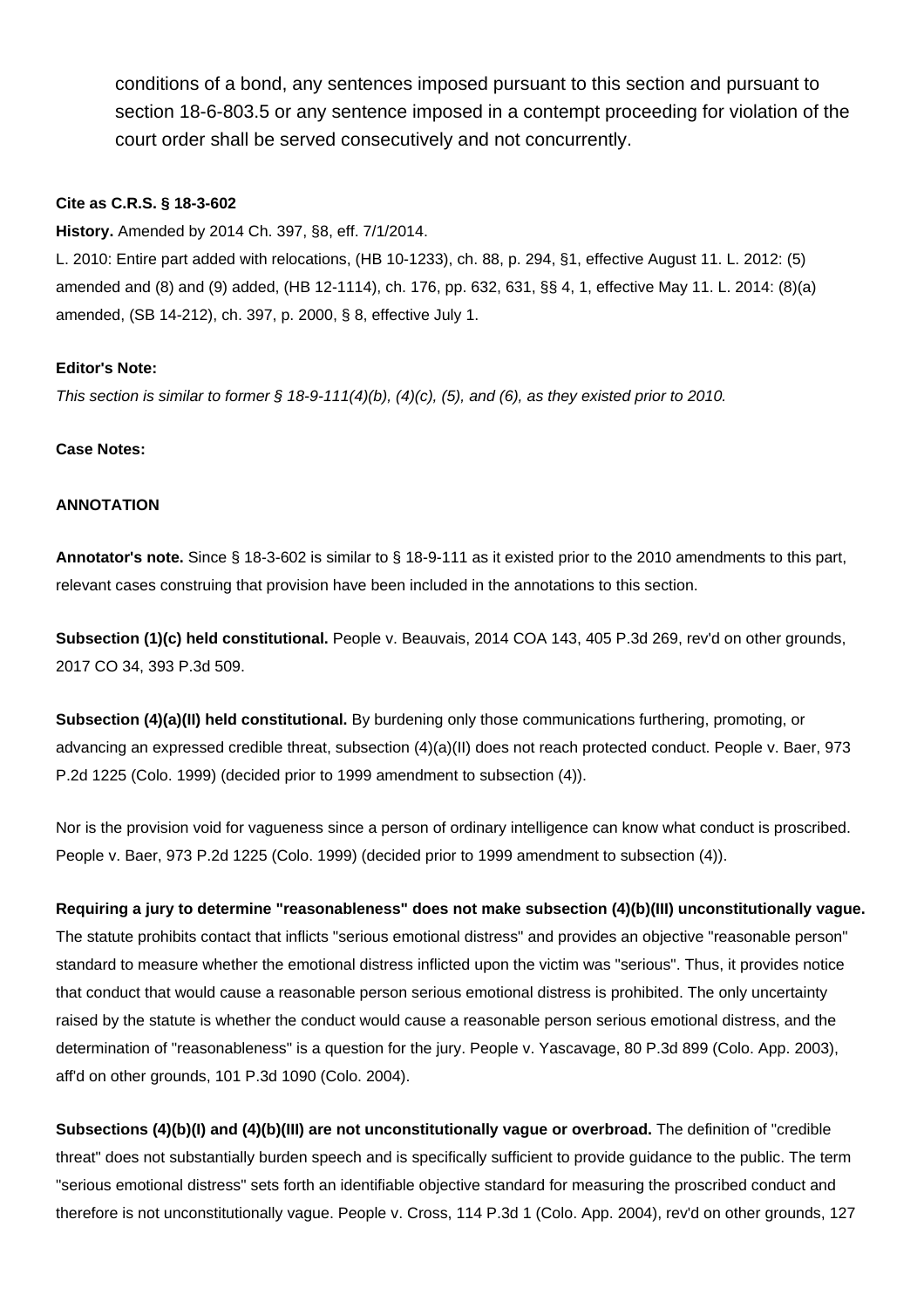conditions of a bond, any sentences imposed pursuant to this section and pursuant to section 18-6-803.5 or any sentence imposed in a contempt proceeding for violation of the court order shall be served consecutively and not concurrently.

**Cite as C.R.S. § 18-3-602**

**History.** Amended by 2014 Ch. 397, §8, eff. 7/1/2014.

L. 2010: Entire part added with relocations, (HB 10-1233), ch. 88, p. 294, §1, effective August 11. L. 2012: (5) amended and (8) and (9) added, (HB 12-1114), ch. 176, pp. 632, 631, §§ 4, 1, effective May 11. L. 2014: (8)(a) amended, (SB 14-212), ch. 397, p. 2000, § 8, effective July 1.

**Editor's Note:**

*This section is similar to former § 18-9-111(4)(b), (4)(c), (5), and (6), as they existed prior to 2010.*

**Case Notes:**

**ANNOTATION**

**Annotator's note.** Since § 18-3-602 is similar to § 18-9-111 as it existed prior to the 2010 amendments to this part, relevant cases construing that provision have been included in the annotations to this section.

**Subsection (1)(c) held constitutional.** People v. Beauvais, 2014 COA 143, 405 P.3d 269, rev'd on other grounds, 2017 CO 34, 393 P.3d 509.

**Subsection (4)(a)(II) held constitutional.** By burdening only those communications furthering, promoting, or advancing an expressed credible threat, subsection (4)(a)(II) does not reach protected conduct. People v. Baer, 973 P.2d 1225 (Colo. 1999) (decided prior to 1999 amendment to subsection (4)).

Nor is the provision void for vagueness since a person of ordinary intelligence can know what conduct is proscribed. People v. Baer, 973 P.2d 1225 (Colo. 1999) (decided prior to 1999 amendment to subsection (4)).

**Requiring a jury to determine "reasonableness" does not make subsection (4)(b)(III) unconstitutionally vague.** The statute prohibits contact that inflicts "serious emotional distress" and provides an objective "reasonable person" standard to measure whether the emotional distress inflicted upon the victim was "serious". Thus, it provides notice that conduct that would cause a reasonable person serious emotional distress is prohibited. The only uncertainty raised by the statute is whether the conduct would cause a reasonable person serious emotional distress, and the determination of "reasonableness" is a question for the jury. People v. Yascavage, 80 P.3d 899 (Colo. App. 2003), aff'd on other grounds, 101 P.3d 1090 (Colo. 2004).

**Subsections (4)(b)(I) and (4)(b)(III) are not unconstitutionally vague or overbroad.** The definition of "credible threat" does not substantially burden speech and is specifically sufficient to provide guidance to the public. The term "serious emotional distress" sets forth an identifiable objective standard for measuring the proscribed conduct and therefore is not unconstitutionally vague. People v. Cross, 114 P.3d 1 (Colo. App. 2004), rev'd on other grounds, 127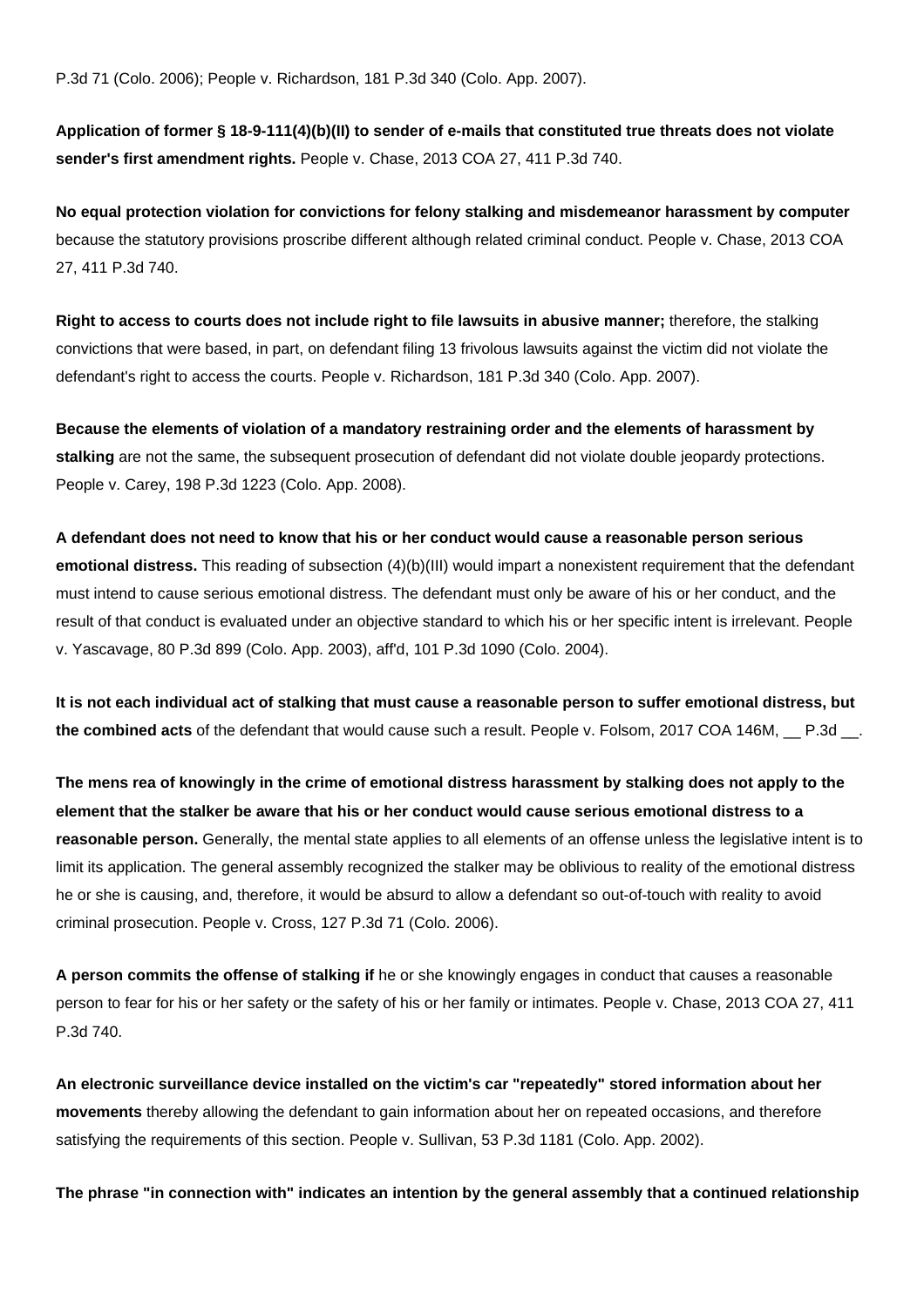P.3d 71 (Colo. 2006); People v. Richardson, 181 P.3d 340 (Colo. App. 2007).

**Application of former § 18-9-111(4)(b)(II) to sender of e-mails that constituted true threats does not violate sender's first amendment rights.** People v. Chase, 2013 COA 27, 411 P.3d 740.

**No equal protection violation for convictions for felony stalking and misdemeanor harassment by computer** because the statutory provisions proscribe different although related criminal conduct. People v. Chase, 2013 COA 27, 411 P.3d 740.

**Right to access to courts does not include right to file lawsuits in abusive manner;** therefore, the stalking convictions that were based, in part, on defendant filing 13 frivolous lawsuits against the victim did not violate the defendant's right to access the courts. People v. Richardson, 181 P.3d 340 (Colo. App. 2007).

**Because the elements of violation of a mandatory restraining order and the elements of harassment by stalking** are not the same, the subsequent prosecution of defendant did not violate double jeopardy protections. People v. Carey, 198 P.3d 1223 (Colo. App. 2008).

**A defendant does not need to know that his or her conduct would cause a reasonable person serious emotional distress.** This reading of subsection (4)(b)(III) would impart a nonexistent requirement that the defendant must intend to cause serious emotional distress. The defendant must only be aware of his or her conduct, and the result of that conduct is evaluated under an objective standard to which his or her specific intent is irrelevant. People v. Yascavage, 80 P.3d 899 (Colo. App. 2003), aff'd, 101 P.3d 1090 (Colo. 2004).

**It is not each individual act of stalking that must cause a reasonable person to suffer emotional distress, but the combined acts** of the defendant that would cause such a result. People v. Folsom, 2017 COA 146M, __ P.3d __.

**The mens rea of knowingly in the crime of emotional distress harassment by stalking does not apply to the element that the stalker be aware that his or her conduct would cause serious emotional distress to a reasonable person.** Generally, the mental state applies to all elements of an offense unless the legislative intent is to limit its application. The general assembly recognized the stalker may be oblivious to reality of the emotional distress he or she is causing, and, therefore, it would be absurd to allow a defendant so out-of-touch with reality to avoid criminal prosecution. People v. Cross, 127 P.3d 71 (Colo. 2006).

**A person commits the offense of stalking if** he or she knowingly engages in conduct that causes a reasonable person to fear for his or her safety or the safety of his or her family or intimates. People v. Chase, 2013 COA 27, 411 P.3d 740.

**An electronic surveillance device installed on the victim's car "repeatedly" stored information about her movements** thereby allowing the defendant to gain information about her on repeated occasions, and therefore satisfying the requirements of this section. People v. Sullivan, 53 P.3d 1181 (Colo. App. 2002).

**The phrase "in connection with" indicates an intention by the general assembly that a continued relationship**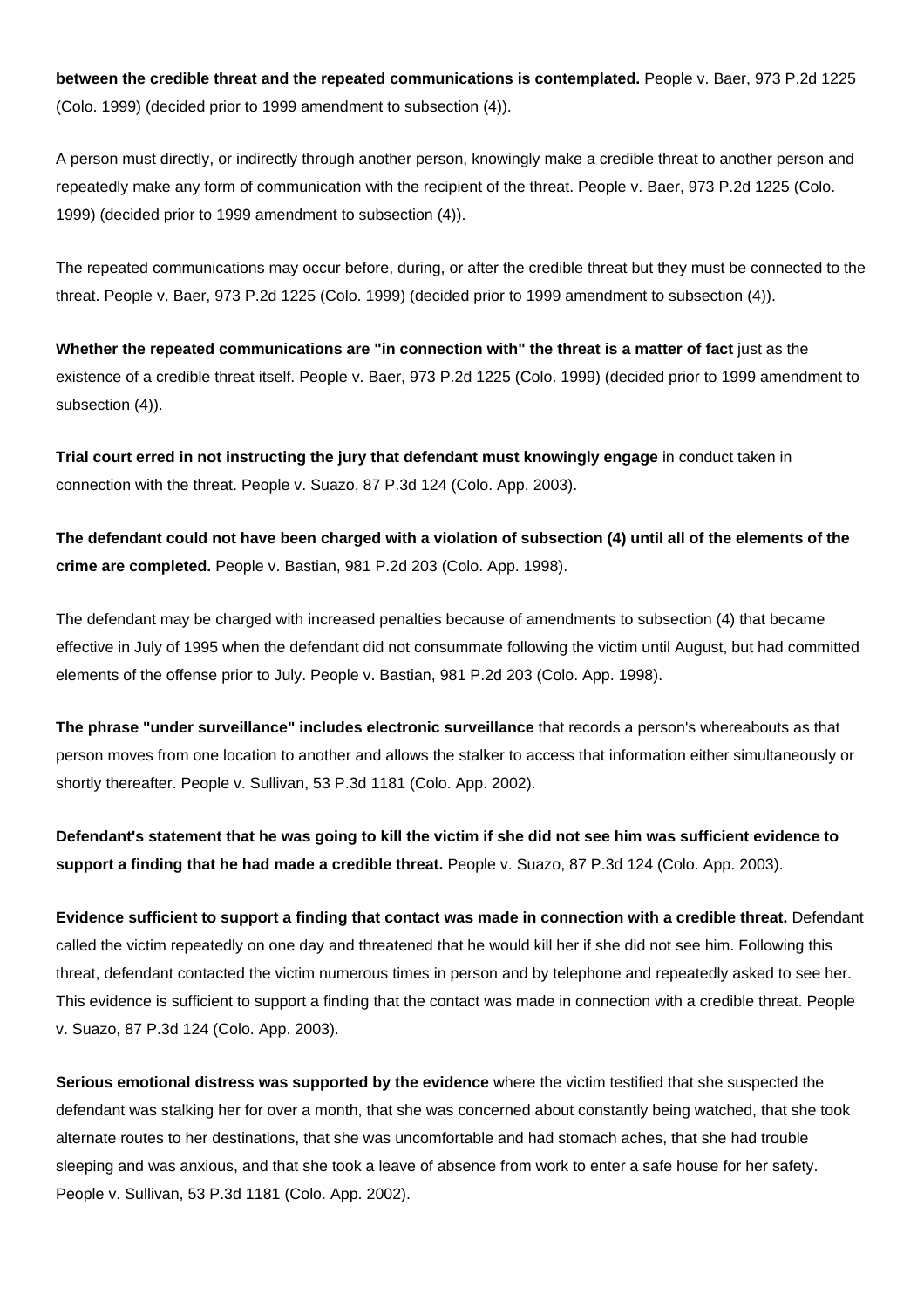**between the credible threat and the repeated communications is contemplated.** People v. Baer, 973 P.2d 1225 (Colo. 1999) (decided prior to 1999 amendment to subsection (4)).

A person must directly, or indirectly through another person, knowingly make a credible threat to another person and repeatedly make any form of communication with the recipient of the threat. People v. Baer, 973 P.2d 1225 (Colo. 1999) (decided prior to 1999 amendment to subsection (4)).

The repeated communications may occur before, during, or after the credible threat but they must be connected to the threat. People v. Baer, 973 P.2d 1225 (Colo. 1999) (decided prior to 1999 amendment to subsection (4)).

**Whether the repeated communications are "in connection with" the threat is a matter of fact** just as the existence of a credible threat itself. People v. Baer, 973 P.2d 1225 (Colo. 1999) (decided prior to 1999 amendment to subsection (4)).

**Trial court erred in not instructing the jury that defendant must knowingly engage** in conduct taken in connection with the threat. People v. Suazo, 87 P.3d 124 (Colo. App. 2003).

**The defendant could not have been charged with a violation of subsection (4) until all of the elements of the crime are completed.** People v. Bastian, 981 P.2d 203 (Colo. App. 1998).

The defendant may be charged with increased penalties because of amendments to subsection (4) that became effective in July of 1995 when the defendant did not consummate following the victim until August, but had committed elements of the offense prior to July. People v. Bastian, 981 P.2d 203 (Colo. App. 1998).

**The phrase "under surveillance" includes electronic surveillance** that records a person's whereabouts as that person moves from one location to another and allows the stalker to access that information either simultaneously or shortly thereafter. People v. Sullivan, 53 P.3d 1181 (Colo. App. 2002).

**Defendant's statement that he was going to kill the victim if she did not see him was sufficient evidence to support a finding that he had made a credible threat.** People v. Suazo, 87 P.3d 124 (Colo. App. 2003).

**Evidence sufficient to support a finding that contact was made in connection with a credible threat.** Defendant called the victim repeatedly on one day and threatened that he would kill her if she did not see him. Following this threat, defendant contacted the victim numerous times in person and by telephone and repeatedly asked to see her. This evidence is sufficient to support a finding that the contact was made in connection with a credible threat. People v. Suazo, 87 P.3d 124 (Colo. App. 2003).

**Serious emotional distress was supported by the evidence** where the victim testified that she suspected the defendant was stalking her for over a month, that she was concerned about constantly being watched, that she took alternate routes to her destinations, that she was uncomfortable and had stomach aches, that she had trouble sleeping and was anxious, and that she took a leave of absence from work to enter a safe house for her safety. People v. Sullivan, 53 P.3d 1181 (Colo. App. 2002).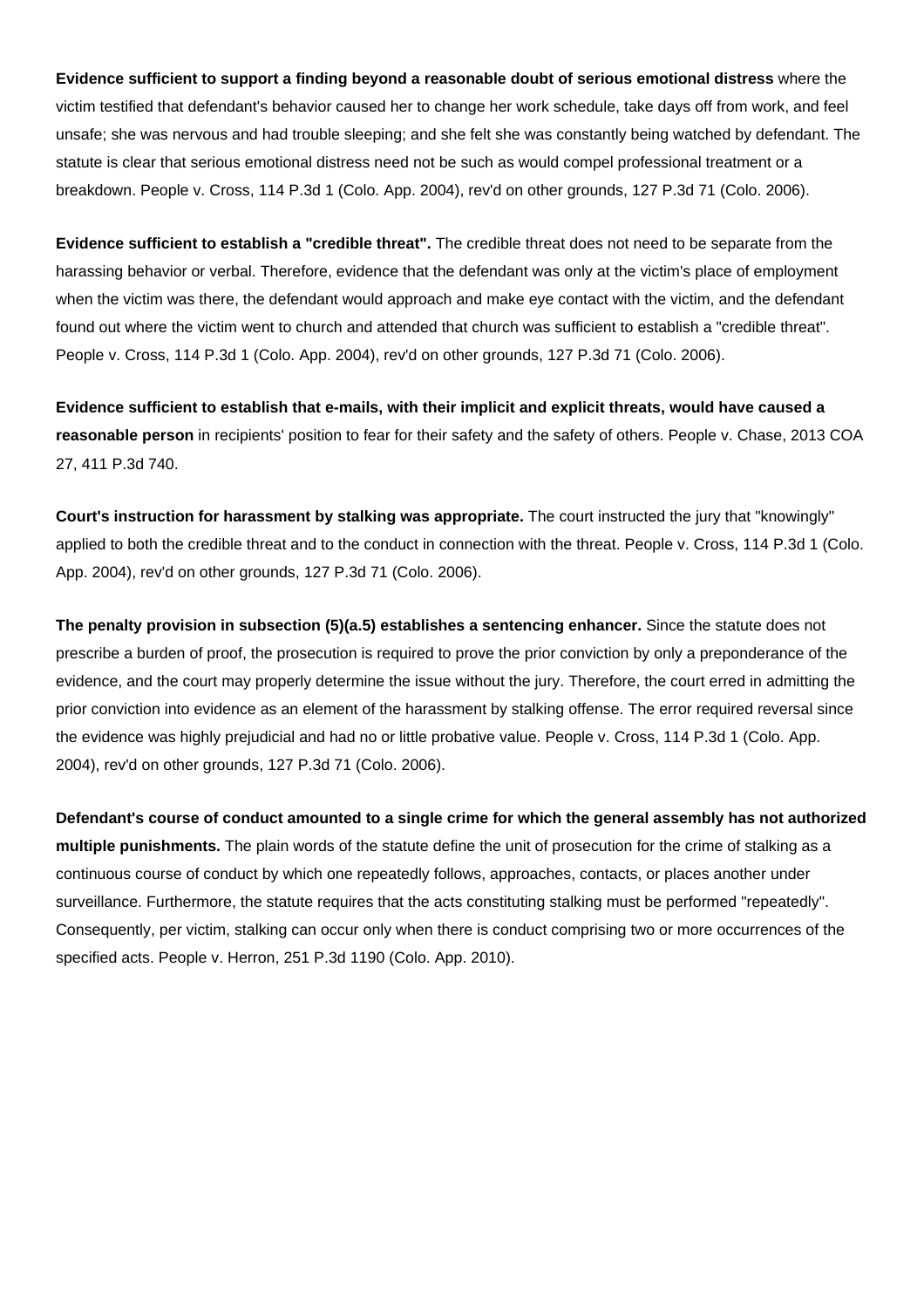**Evidence sufficient to support a finding beyond a reasonable doubt of serious emotional distress** where the victim testified that defendant's behavior caused her to change her work schedule, take days off from work, and feel unsafe; she was nervous and had trouble sleeping; and she felt she was constantly being watched by defendant. The statute is clear that serious emotional distress need not be such as would compel professional treatment or a breakdown. People v. Cross, 114 P.3d 1 (Colo. App. 2004), rev'd on other grounds, 127 P.3d 71 (Colo. 2006).

**Evidence sufficient to establish a "credible threat".** The credible threat does not need to be separate from the harassing behavior or verbal. Therefore, evidence that the defendant was only at the victim's place of employment when the victim was there, the defendant would approach and make eye contact with the victim, and the defendant found out where the victim went to church and attended that church was sufficient to establish a "credible threat". People v. Cross, 114 P.3d 1 (Colo. App. 2004), rev'd on other grounds, 127 P.3d 71 (Colo. 2006).

**Evidence sufficient to establish that e-mails, with their implicit and explicit threats, would have caused a reasonable person** in recipients' position to fear for their safety and the safety of others. People v. Chase, 2013 COA 27, 411 P.3d 740.

**Court's instruction for harassment by stalking was appropriate.** The court instructed the jury that "knowingly" applied to both the credible threat and to the conduct in connection with the threat. People v. Cross, 114 P.3d 1 (Colo. App. 2004), rev'd on other grounds, 127 P.3d 71 (Colo. 2006).

**The penalty provision in subsection (5)(a.5) establishes a sentencing enhancer.** Since the statute does not prescribe a burden of proof, the prosecution is required to prove the prior conviction by only a preponderance of the evidence, and the court may properly determine the issue without the jury. Therefore, the court erred in admitting the prior conviction into evidence as an element of the harassment by stalking offense. The error required reversal since the evidence was highly prejudicial and had no or little probative value. People v. Cross, 114 P.3d 1 (Colo. App. 2004), rev'd on other grounds, 127 P.3d 71 (Colo. 2006).

**Defendant's course of conduct amounted to a single crime for which the general assembly has not authorized multiple punishments.** The plain words of the statute define the unit of prosecution for the crime of stalking as a continuous course of conduct by which one repeatedly follows, approaches, contacts, or places another under surveillance. Furthermore, the statute requires that the acts constituting stalking must be performed "repeatedly". Consequently, per victim, stalking can occur only when there is conduct comprising two or more occurrences of the specified acts. People v. Herron, 251 P.3d 1190 (Colo. App. 2010).